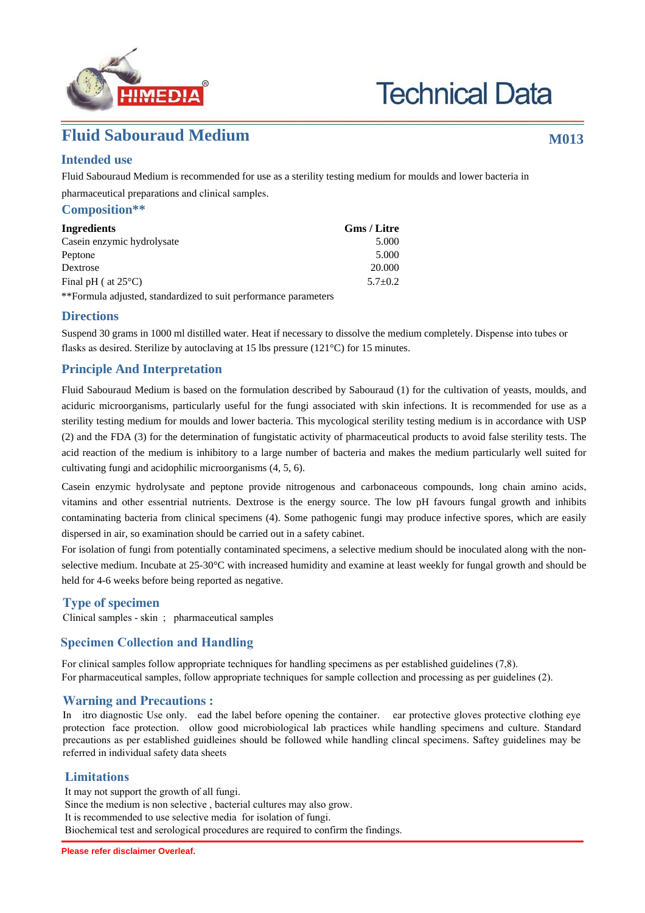Technical Data

# Fluid Sabouraud Medium

**M013**

## Intended use

Fluid Sabouraud Medium is recommended for use as a sterility testing medium for moulds and lower bacteria in pharmaceutical preparations and clinical samples.

## Composition**

| Ingredients | Gms / Litre |
|---|---|
| Casein enzymic hydrolysate | 5.000 |
| Peptone | 5.000 |
| Dextrose | 20.000 |
| Final pH ( at 25°C) | 5.7±0.2 |

**Formula adjusted, standardized to suit performance parameters

## Directions

Suspend 30 grams in 1000 ml distilled water. Heat if necessary to dissolve the medium completely. Dispense into tubes or flasks as desired. Sterilize by autoclaving at 15 lbs pressure (121°C) for 15 minutes.

## Principle And Interpretation

Fluid Sabouraud Medium is based on the formulation described by Sabouraud (1) for the cultivation of yeasts, moulds, and aciduric microorganisms, particularly useful for the fungi associated with skin infections. It is recommended for use as a sterility testing medium for moulds and lower bacteria. This mycological sterility testing medium is in accordance with USP (2) and the FDA (3) for the determination of fungistatic activity of pharmaceutical products to avoid false sterility tests. The acid reaction of the medium is inhibitory to a large number of bacteria and makes the medium particularly well suited for cultivating fungi and acidophilic microorganisms (4, 5, 6).

Casein enzymic hydrolysate and peptone provide nitrogenous and carbonaceous compounds, long chain amino acids, vitamins and other essentrial nutrients. Dextrose is the energy source. The low pH favours fungal growth and inhibits contaminating bacteria from clinical specimens (4). Some pathogenic fungi may produce infective spores, which are easily dispersed in air, so examination should be carried out in a safety cabinet.

For isolation of fungi from potentially contaminated specimens, a selective medium should be inoculated along with the non-selective medium. Incubate at 25-30°C with increased humidity and examine at least weekly for fungal growth and should be held for 4-6 weeks before being reported as negative.

## Type of specimen

Clinical samples - skin ; pharmaceutical samples

## Specimen Collection and Handling

For clinical samples follow appropriate techniques for handling specimens as per established guidelines (7,8).
For pharmaceutical samples, follow appropriate techniques for sample collection and processing as per guidelines (2).

## Warning and Precautions :

In itro diagnostic Use only. ead the label before opening the container. ear protective gloves protective clothing eye protection face protection. ollow good microbiological lab practices while handling specimens and culture. Standard precautions as per established guidleines should be followed while handling clincal specimens. Saftey guidelines may be referred in individual safety data sheets

## Limitations

It may not support the growth of all fungi.
Since the medium is non selective , bacterial cultures may also grow.
It is recommended to use selective media for isolation of fungi.
Biochemical test and serological procedures are required to confirm the findings.

**Please refer disclaimer Overleaf.**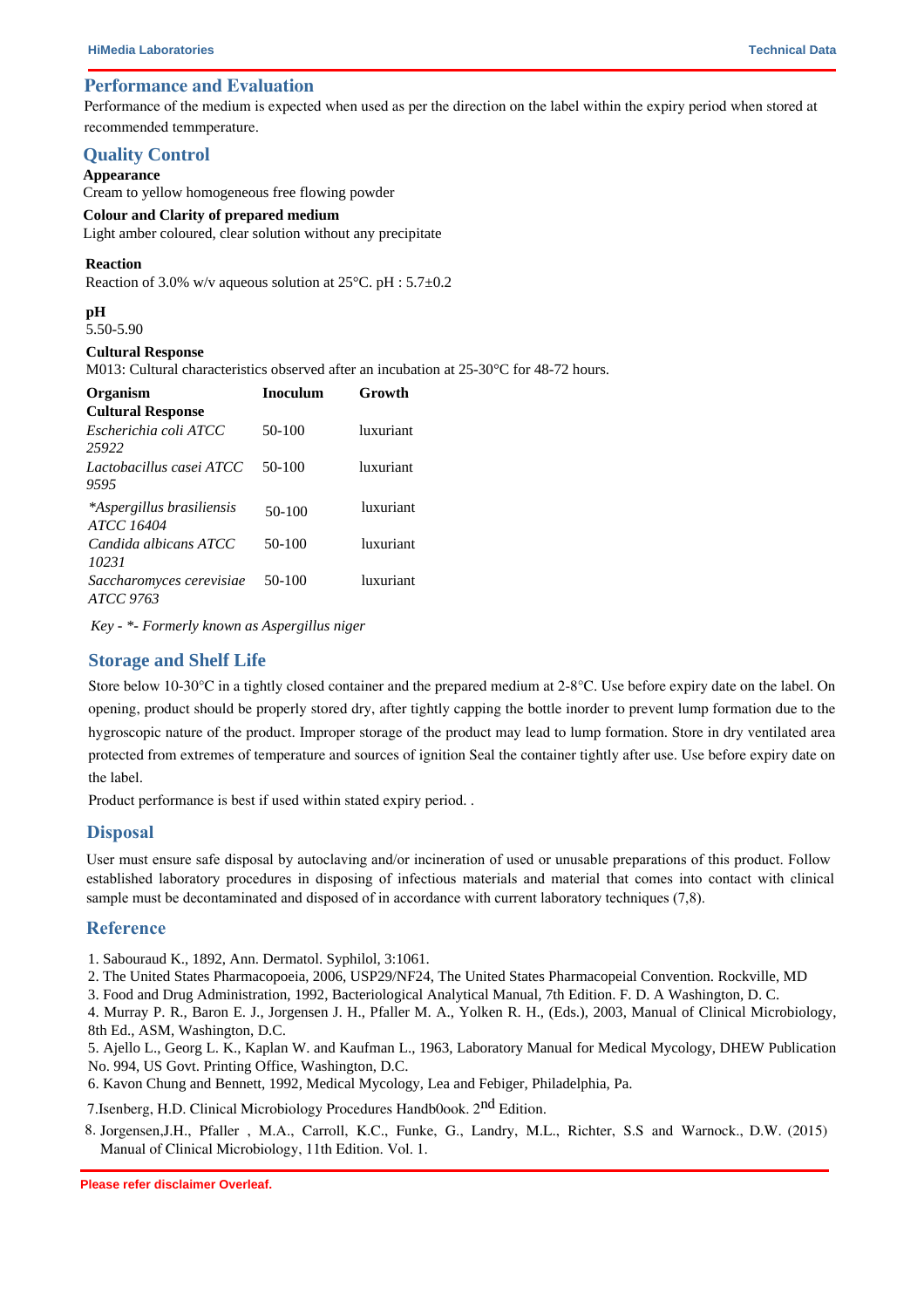## Performance and Evaluation

Performance of the medium is expected when used as per the direction on the label within the expiry period when stored at recommended temmperature.

## Quality Control

**Appearance**

Cream to yellow homogeneous free flowing powder

**Colour and Clarity of prepared medium**

Light amber coloured, clear solution without any precipitate

**Reaction**

Reaction of 3.0% w/v aqueous solution at 25°C. pH : 5.7±0.2

**pH**

5.50-5.90

**Cultural Response**

M013: Cultural characteristics observed after an incubation at 25-30°C for 48-72 hours.

| **Organism** | **Inoculum** | **Growth** |
|---|---|---|
| **Cultural Response** | | |
| *Escherichia coli ATCC 25922* | 50-100 | luxuriant |
| *Lactobacillus casei ATCC 9595* | 50-100 | luxuriant |
| *\*Aspergillus brasiliensis ATCC 16404* | 50-100 | luxuriant |
| *Candida albicans ATCC 10231* | 50-100 | luxuriant |
| *Saccharomyces cerevisiae ATCC 9763* | 50-100 | luxuriant |

*Key - \*- Formerly known as Aspergillus niger*

## Storage and Shelf Life

Store below 10-30°C in a tightly closed container and the prepared medium at 2-8°C. Use before expiry date on the label. On opening, product should be properly stored dry, after tightly capping the bottle inorder to prevent lump formation due to the hygroscopic nature of the product. Improper storage of the product may lead to lump formation. Store in dry ventilated area protected from extremes of temperature and sources of ignition Seal the container tightly after use. Use before expiry date on the label.

Product performance is best if used within stated expiry period. .

## Disposal

User must ensure safe disposal by autoclaving and/or incineration of used or unusable preparations of this product. Follow established laboratory procedures in disposing of infectious materials and material that comes into contact with clinical sample must be decontaminated and disposed of in accordance with current laboratory techniques (7,8).

## Reference

1. Sabouraud K., 1892, Ann. Dermatol. Syphilol, 3:1061.
2. The United States Pharmacopoeia, 2006, USP29/NF24, The United States Pharmacopeial Convention. Rockville, MD
3. Food and Drug Administration, 1992, Bacteriological Analytical Manual, 7th Edition. F. D. A Washington, D. C.
4. Murray P. R., Baron E. J., Jorgensen J. H., Pfaller M. A., Yolken R. H., (Eds.), 2003, Manual of Clinical Microbiology, 8th Ed., ASM, Washington, D.C.
5. Ajello L., Georg L. K., Kaplan W. and Kaufman L., 1963, Laboratory Manual for Medical Mycology, DHEW Publication No. 994, US Govt. Printing Office, Washington, D.C.
6. Kavon Chung and Bennett, 1992, Medical Mycology, Lea and Febiger, Philadelphia, Pa.
7. Isenberg, H.D. Clinical Microbiology Procedures Handb0ook. 2nd Edition.
8. Jorgensen,J.H., Pfaller , M.A., Carroll, K.C., Funke, G., Landry, M.L., Richter, S.S and Warnock., D.W. (2015) Manual of Clinical Microbiology, 11th Edition. Vol. 1.

Please refer disclaimer Overleaf.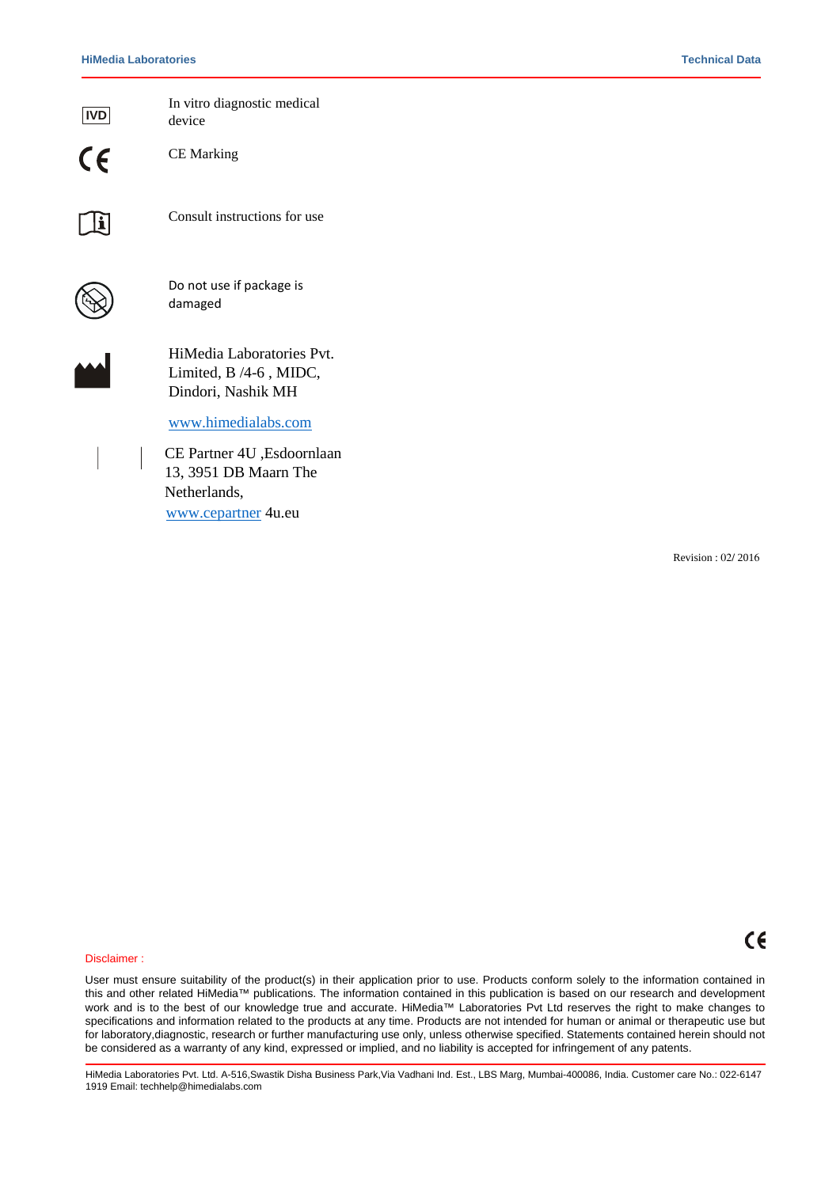| | |
|---|---|
| IVD | In vitro diagnostic medical device |
| CE | CE Marking |
| | Consult instructions for use |
| | Do not use if package is damaged |
| | HiMedia Laboratories Pvt. Limited, B /4-6 , MIDC, Dindori, Nashik MH |
| | www.himedialabs.com |
| | CE Partner 4U ,Esdoornlaan 13, 3951 DB Maarn The Netherlands, www.cepartner 4u.eu |

Revision : 02/ 2016

Disclaimer :

User must ensure suitability of the product(s) in their application prior to use. Products conform solely to the information contained in this and other related HiMedia™ publications. The information contained in this publication is based on our research and development work and is to the best of our knowledge true and accurate. HiMedia™ Laboratories Pvt Ltd reserves the right to make changes to specifications and information related to the products at any time. Products are not intended for human or animal or therapeutic use but for laboratory,diagnostic, research or further manufacturing use only, unless otherwise specified. Statements contained herein should not be considered as a warranty of any kind, expressed or implied, and no liability is accepted for infringement of any patents.

HiMedia Laboratories Pvt. Ltd. A-516,Swastik Disha Business Park,Via Vadhani Ind. Est., LBS Marg, Mumbai-400086, India. Customer care No.: 022-6147 1919 Email: techhelp@himedialabs.com